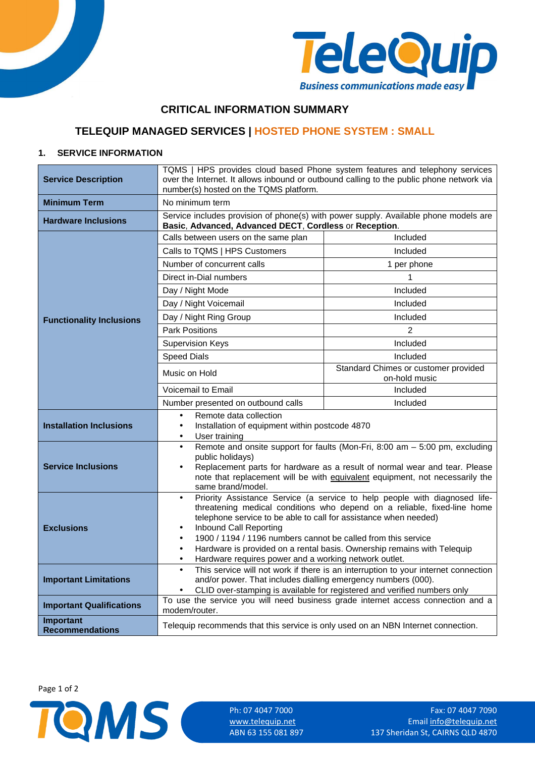# CRITICAL INFORMATION SUMMARY

## TELEQUIP MANAGED SERVICES | HOSTED PHONE SYSTEM : SMALL

### 1. SERVICE INFORMATION

| | | |
|---|---|---|
| **Service Description** | TQMS \| HPS provides cloud based Phone system features and telephony services over the Internet. It allows inbound or outbound calling to the public phone network via number(s) hosted on the TQMS platform. | |
| **Minimum Term** | No minimum term | |
| **Hardware Inclusions** | Service includes provision of phone(s) with power supply. Available phone models are **Basic**, **Advanced, Advanced DECT**, **Cordless** or **Reception**. | |
| **Functionality Inclusions** | Calls between users on the same plan | Included |
| | Calls to TQMS \| HPS Customers | Included |
| | Number of concurrent calls | 1 per phone |
| | Direct in-Dial numbers | 1 |
| | Day / Night Mode | Included |
| | Day / Night Voicemail | Included |
| | Day / Night Ring Group | Included |
| | Park Positions | 2 |
| | Supervision Keys | Included |
| | Speed Dials | Included |
| | Music on Hold | Standard Chimes or customer provided on-hold music |
| | Voicemail to Email | Included |
| | Number presented on outbound calls | Included |
| **Installation Inclusions** | • Remote data collection<br>• Installation of equipment within postcode 4870<br>• User training | |
| **Service Inclusions** | • Remote and onsite support for faults (Mon-Fri, 8:00 am – 5:00 pm, excluding public holidays)<br>• Replacement parts for hardware as a result of normal wear and tear. Please note that replacement will be with equivalent equipment, not necessarily the same brand/model. | |
| **Exclusions** | • Priority Assistance Service (a service to help people with diagnosed life-threatening medical conditions who depend on a reliable, fixed-line home telephone service to be able to call for assistance when needed)<br>• Inbound Call Reporting<br>• 1900 / 1194 / 1196 numbers cannot be called from this service<br>• Hardware is provided on a rental basis. Ownership remains with Telequip<br>• Hardware requires power and a working network outlet. | |
| **Important Limitations** | • This service will not work if there is an interruption to your internet connection and/or power. That includes dialling emergency numbers (000).<br>• CLID over-stamping is available for registered and verified numbers only | |
| **Important Qualifications** | To use the service you will need business grade internet access connection and a modem/router. | |
| **Important Recommendations** | Telequip recommends that this service is only used on an NBN Internet connection. | |

Ph: 07 4047 7000
www.telequip.net
ABN 63 155 081 897

Fax: 07 4047 7090
Email info@telequip.net
137 Sheridan St, CAIRNS QLD 4870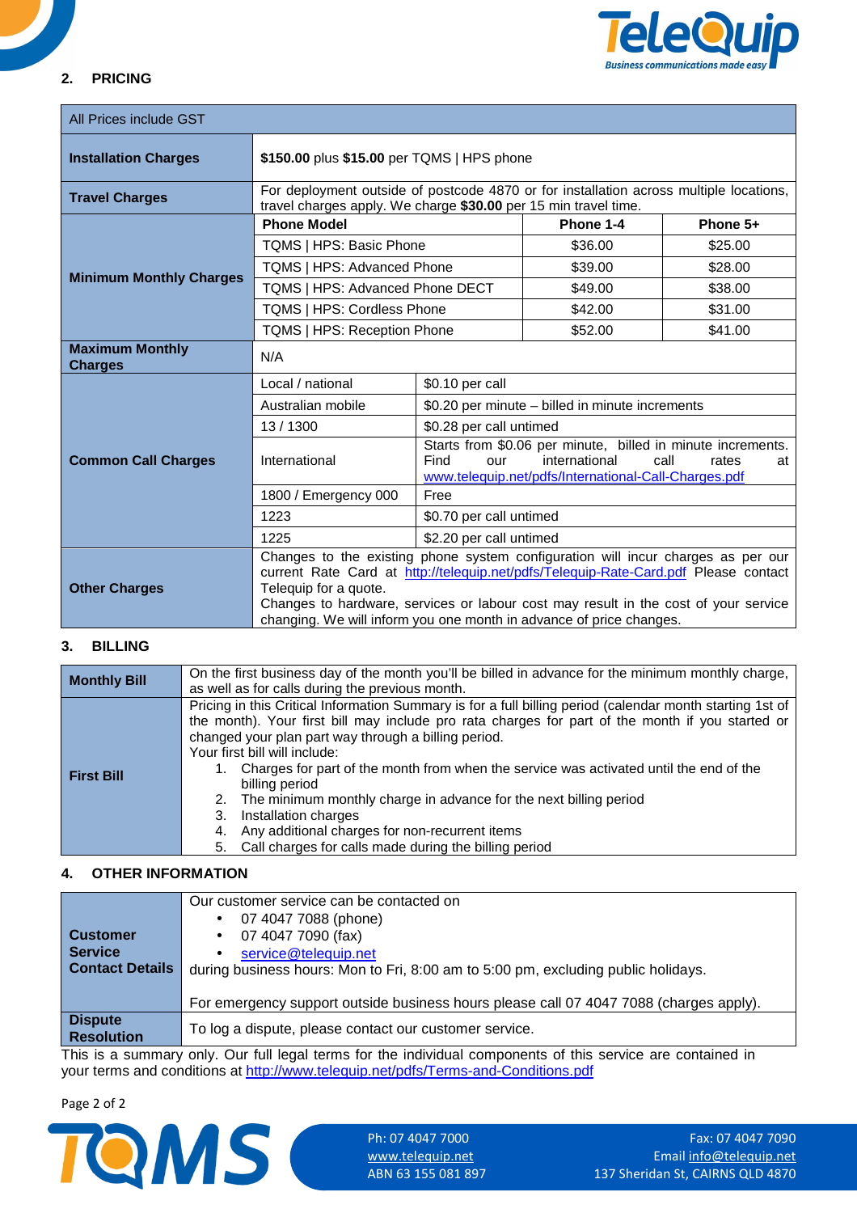## 2. PRICING

| All Prices include GST | | | |
|---|---|---|---|
| **Installation Charges** | **$150.00** plus **$15.00** per TQMS \| HPS phone | | |
| **Travel Charges** | For deployment outside of postcode 4870 or for installation across multiple locations, travel charges apply. We charge **$30.00** per 15 min travel time. | | |
| **Minimum Monthly Charges** | **Phone Model** | **Phone 1-4** | **Phone 5+** |
| | TQMS \| HPS: Basic Phone | $36.00 | $25.00 |
| | TQMS \| HPS: Advanced Phone | $39.00 | $28.00 |
| | TQMS \| HPS: Advanced Phone DECT | $49.00 | $38.00 |
| | TQMS \| HPS: Cordless Phone | $42.00 | $31.00 |
| | TQMS \| HPS: Reception Phone | $52.00 | $41.00 |
| **Maximum Monthly Charges** | N/A | | |
| **Common Call Charges** | Local / national | $0.10 per call | |
| | Australian mobile | $0.20 per minute – billed in minute increments | |
| | 13 / 1300 | $0.28 per call untimed | |
| | International | Starts from $0.06 per minute, billed in minute increments. Find our international call rates at www.telequip.net/pdfs/International-Call-Charges.pdf | |
| | 1800 / Emergency 000 | Free | |
| | 1223 | $0.70 per call untimed | |
| | 1225 | $2.20 per call untimed | |
| **Other Charges** | Changes to the existing phone system configuration will incur charges as per our current Rate Card at http://telequip.net/pdfs/Telequip-Rate-Card.pdf Please contact Telequip for a quote.<br>Changes to hardware, services or labour cost may result in the cost of your service changing. We will inform you one month in advance of price changes. | | |

## 3. BILLING

| | |
|---|---|
| **Monthly Bill** | On the first business day of the month you'll be billed in advance for the minimum monthly charge, as well as for calls during the previous month. |
| **First Bill** | Pricing in this Critical Information Summary is for a full billing period (calendar month starting 1st of the month). Your first bill may include pro rata charges for part of the month if you started or changed your plan part way through a billing period.<br>Your first bill will include:<br>1. Charges for part of the month from when the service was activated until the end of the billing period<br>2. The minimum monthly charge in advance for the next billing period<br>3. Installation charges<br>4. Any additional charges for non-recurrent items<br>5. Call charges for calls made during the billing period |

## 4. OTHER INFORMATION

| | |
|---|---|
| **Customer Service Contact Details** | Our customer service can be contacted on<br>• 07 4047 7088 (phone)<br>• 07 4047 7090 (fax)<br>• service@telequip.net<br>during business hours: Mon to Fri, 8:00 am to 5:00 pm, excluding public holidays.<br><br>For emergency support outside business hours please call 07 4047 7088 (charges apply). |
| **Dispute Resolution** | To log a dispute, please contact our customer service. |

This is a summary only. Our full legal terms for the individual components of this service are contained in your terms and conditions at http://www.telequip.net/pdfs/Terms-and-Conditions.pdf

Ph: 07 4047 7000
www.telequip.net
ABN 63 155 081 897

Fax: 07 4047 7090
Email info@telequip.net
137 Sheridan St, CAIRNS QLD 4870